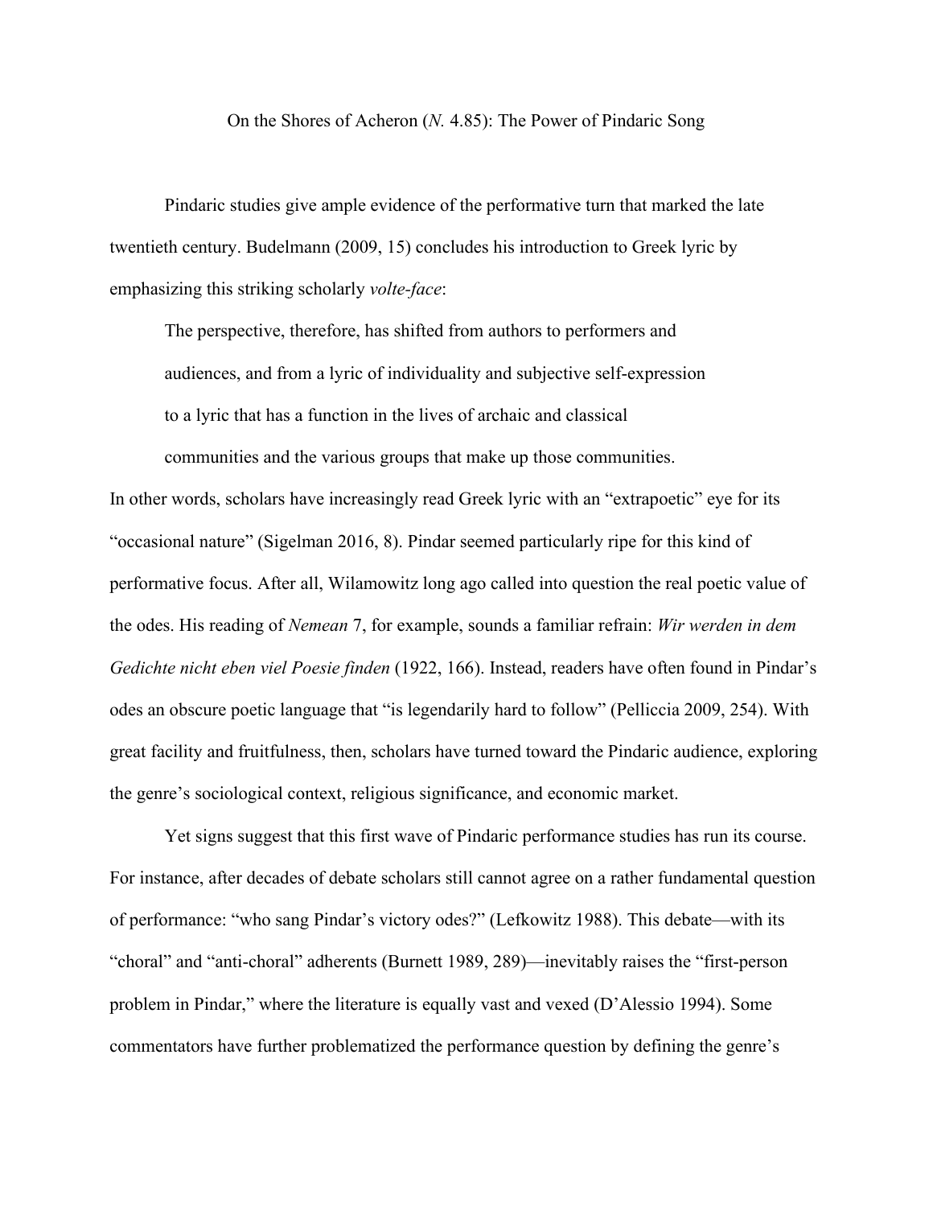# On the Shores of Acheron (*N.* 4.85): The Power of Pindaric Song

Pindaric studies give ample evidence of the performative turn that marked the late twentieth century. Budelmann (2009, 15) concludes his introduction to Greek lyric by emphasizing this striking scholarly *volte-face*:

> The perspective, therefore, has shifted from authors to performers and audiences, and from a lyric of individuality and subjective self-expression to a lyric that has a function in the lives of archaic and classical communities and the various groups that make up those communities.

In other words, scholars have increasingly read Greek lyric with an "extrapoetic" eye for its "occasional nature" (Sigelman 2016, 8). Pindar seemed particularly ripe for this kind of performative focus. After all, Wilamowitz long ago called into question the real poetic value of the odes. His reading of *Nemean* 7, for example, sounds a familiar refrain: *Wir werden in dem Gedichte nicht eben viel Poesie finden* (1922, 166). Instead, readers have often found in Pindar's odes an obscure poetic language that "is legendarily hard to follow" (Pelliccia 2009, 254). With great facility and fruitfulness, then, scholars have turned toward the Pindaric audience, exploring the genre's sociological context, religious significance, and economic market.

Yet signs suggest that this first wave of Pindaric performance studies has run its course. For instance, after decades of debate scholars still cannot agree on a rather fundamental question of performance: "who sang Pindar's victory odes?" (Lefkowitz 1988). This debate—with its "choral" and "anti-choral" adherents (Burnett 1989, 289)—inevitably raises the "first-person problem in Pindar," where the literature is equally vast and vexed (D'Alessio 1994). Some commentators have further problematized the performance question by defining the genre's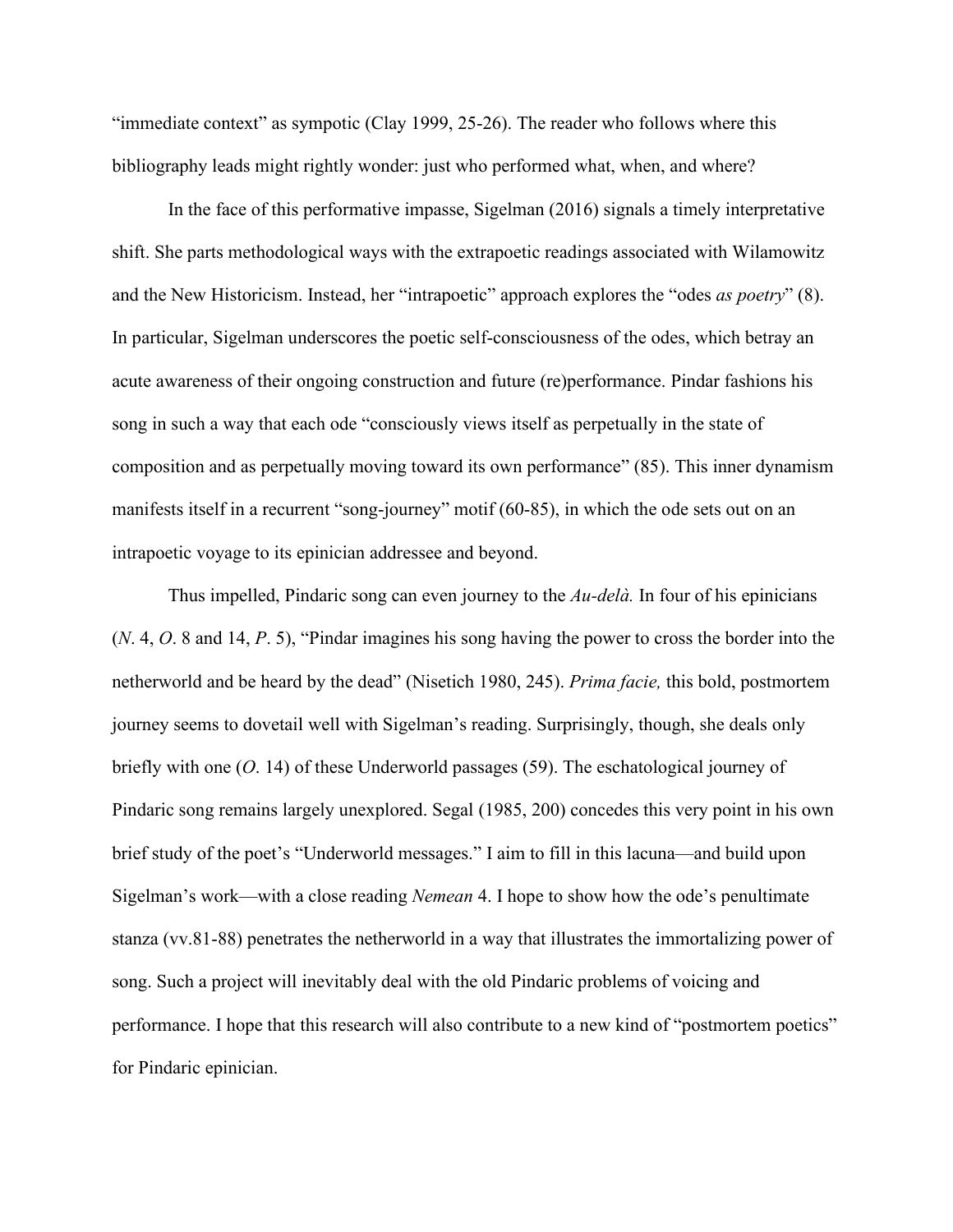"immediate context" as sympotic (Clay 1999, 25-26). The reader who follows where this bibliography leads might rightly wonder: just who performed what, when, and where?

In the face of this performative impasse, Sigelman (2016) signals a timely interpretative shift. She parts methodological ways with the extrapoetic readings associated with Wilamowitz and the New Historicism. Instead, her "intrapoetic" approach explores the "odes *as poetry*" (8). In particular, Sigelman underscores the poetic self-consciousness of the odes, which betray an acute awareness of their ongoing construction and future (re)performance. Pindar fashions his song in such a way that each ode "consciously views itself as perpetually in the state of composition and as perpetually moving toward its own performance" (85). This inner dynamism manifests itself in a recurrent "song-journey" motif (60-85), in which the ode sets out on an intrapoetic voyage to its epinician addressee and beyond.

Thus impelled, Pindaric song can even journey to the *Au-delà.* In four of his epinicians (*N*. 4, *O*. 8 and 14, *P*. 5), "Pindar imagines his song having the power to cross the border into the netherworld and be heard by the dead" (Nisetich 1980, 245). *Prima facie,* this bold, postmortem journey seems to dovetail well with Sigelman's reading. Surprisingly, though, she deals only briefly with one (*O*. 14) of these Underworld passages (59). The eschatological journey of Pindaric song remains largely unexplored. Segal (1985, 200) concedes this very point in his own brief study of the poet's "Underworld messages." I aim to fill in this lacuna—and build upon Sigelman's work—with a close reading *Nemean* 4. I hope to show how the ode's penultimate stanza (vv.81-88) penetrates the netherworld in a way that illustrates the immortalizing power of song. Such a project will inevitably deal with the old Pindaric problems of voicing and performance. I hope that this research will also contribute to a new kind of "postmortem poetics" for Pindaric epinician.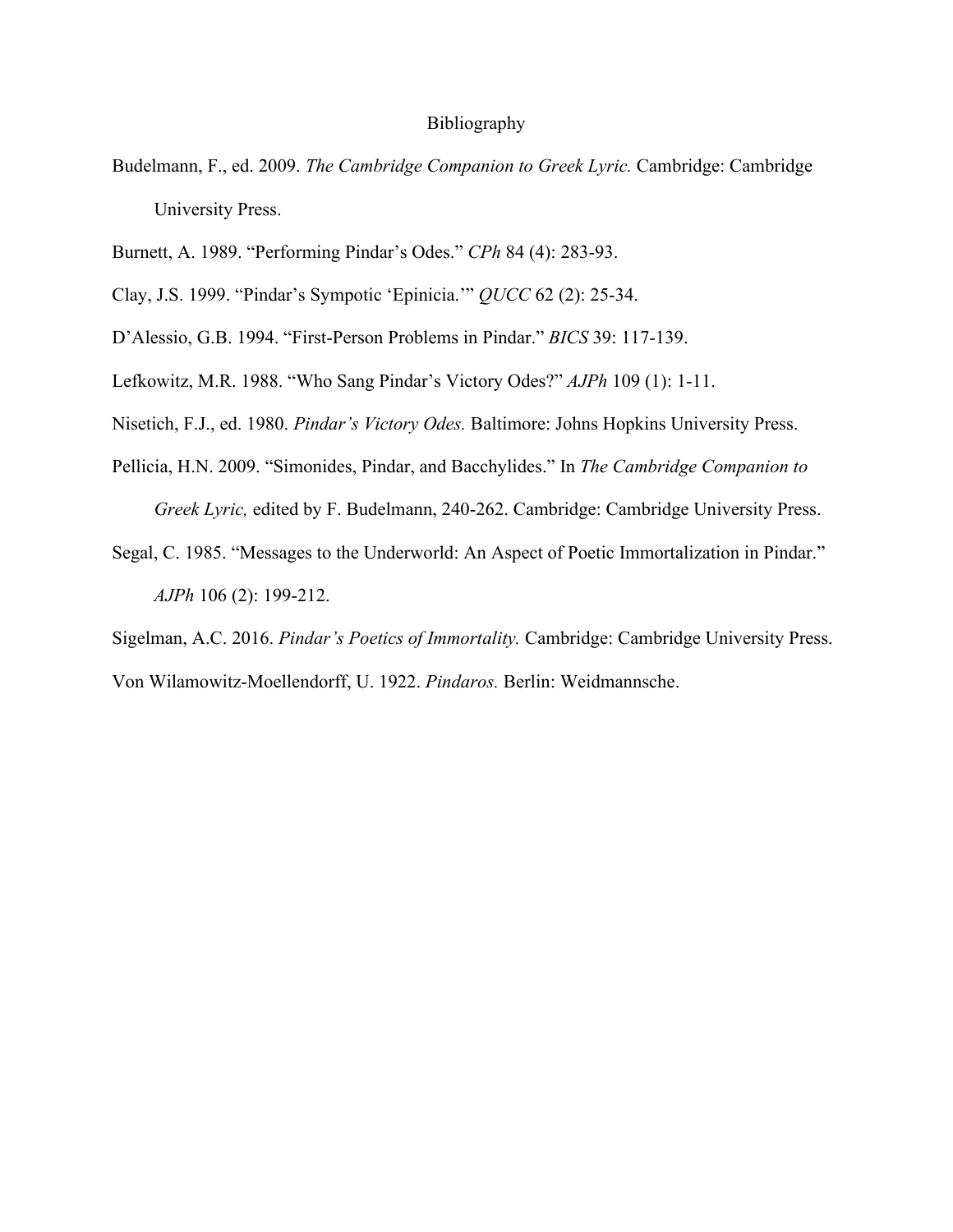# Bibliography

Budelmann, F., ed. 2009. *The Cambridge Companion to Greek Lyric.* Cambridge: Cambridge University Press.

Burnett, A. 1989. "Performing Pindar's Odes." *CPh* 84 (4): 283-93.

Clay, J.S. 1999. "Pindar's Sympotic 'Epinicia.'" *QUCC* 62 (2): 25-34.

D'Alessio, G.B. 1994. "First-Person Problems in Pindar." *BICS* 39: 117-139.

Lefkowitz, M.R. 1988. "Who Sang Pindar's Victory Odes?" *AJPh* 109 (1): 1-11.

Nisetich, F.J., ed. 1980. *Pindar's Victory Odes.* Baltimore: Johns Hopkins University Press.

Pellicia, H.N. 2009. "Simonides, Pindar, and Bacchylides." In *The Cambridge Companion to Greek Lyric,* edited by F. Budelmann, 240-262. Cambridge: Cambridge University Press.

Segal, C. 1985. "Messages to the Underworld: An Aspect of Poetic Immortalization in Pindar." *AJPh* 106 (2): 199-212.

Sigelman, A.C. 2016. *Pindar's Poetics of Immortality.* Cambridge: Cambridge University Press.

Von Wilamowitz-Moellendorff, U. 1922. *Pindaros.* Berlin: Weidmannsche.